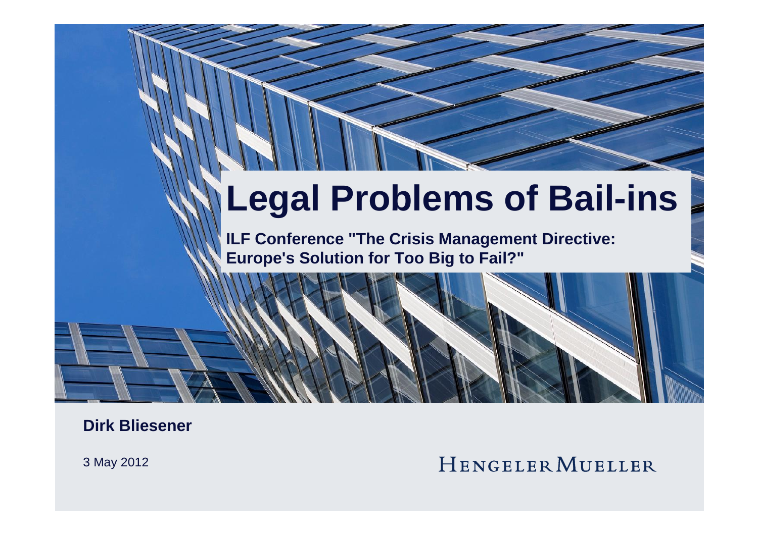# Legal Problems of Bail-ins

**ILF Conference "The Crisis Management Directive: Europe's Solution for Too Big to Fail?"**

**Dirk Bliesener**

3 May 2012

HENGELER MUELLER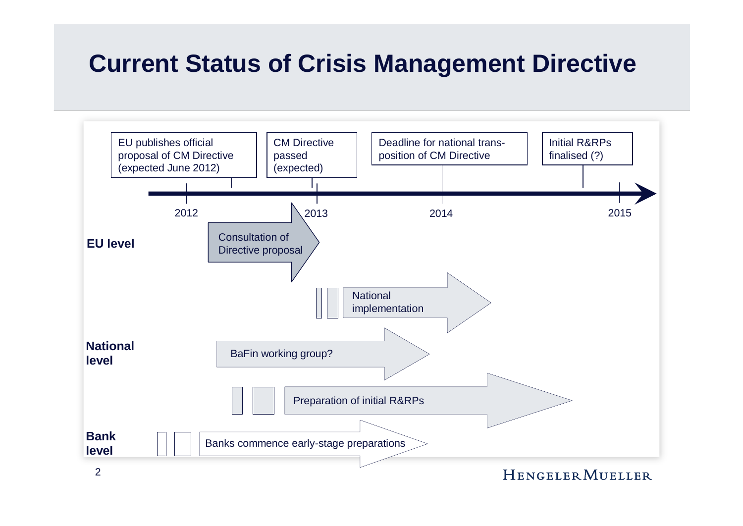# Current Status of Crisis Management Directive

EU publishes official proposal of CM Directive (expected June 2012)

CM Directive passed (expected)

Deadline for national trans-position of CM Directive

Initial R&RPs finalised (?)

2012 — 2013 — 2014 — 2015

**EU level**

Consultation of Directive proposal

National implementation

**National level**

BaFin working group?

Preparation of initial R&RPs

**Bank level**

Banks commence early-stage preparations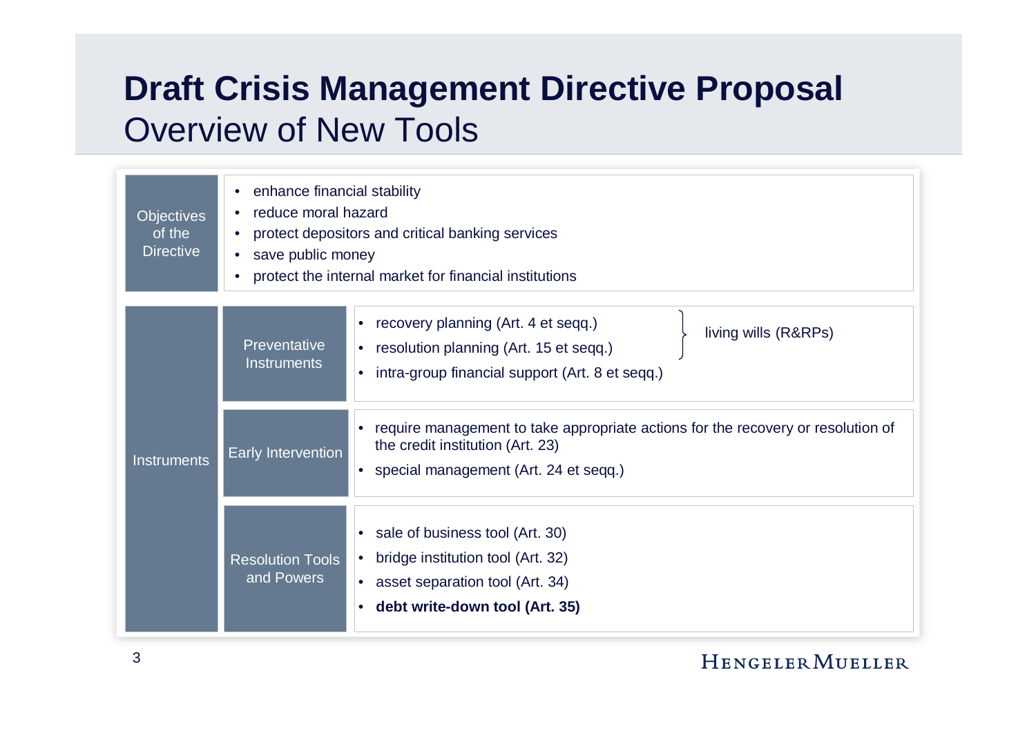# Draft Crisis Management Directive Proposal

## Overview of New Tools

| | | |
|---|---|---|
| Objectives of the Directive | | • enhance financial stability<br>• reduce moral hazard<br>• protect depositors and critical banking services<br>• save public money<br>• protect the internal market for financial institutions |
| Instruments | Preventative Instruments | • recovery planning (Art. 4 et seqq.) } living wills (R&RPs)<br>• resolution planning (Art. 15 et seqq.) } living wills (R&RPs)<br>• intra-group financial support (Art. 8 et seqq.) |
| | Early Intervention | • require management to take appropriate actions for the recovery or resolution of the credit institution (Art. 23)<br>• special management (Art. 24 et seqq.) |
| | Resolution Tools and Powers | • sale of business tool (Art. 30)<br>• bridge institution tool (Art. 32)<br>• asset separation tool (Art. 34)<br>• **debt write-down tool (Art. 35)** |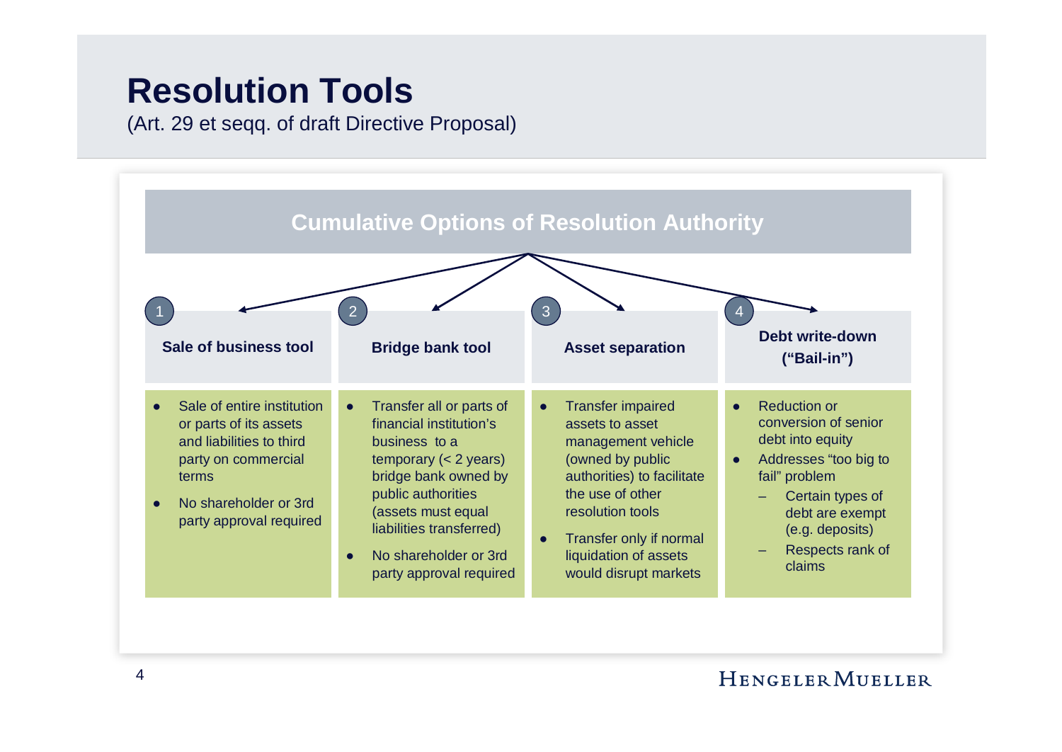# Resolution Tools

(Art. 29 et seqq. of draft Directive Proposal)

## Cumulative Options of Resolution Authority

### 1 Sale of business tool

- Sale of entire institution or parts of its assets and liabilities to third party on commercial terms
- No shareholder or 3rd party approval required

### 2 Bridge bank tool

- Transfer all or parts of financial institution's business to a temporary (< 2 years) bridge bank owned by public authorities (assets must equal liabilities transferred)
- No shareholder or 3rd party approval required

### 3 Asset separation

- Transfer impaired assets to asset management vehicle (owned by public authorities) to facilitate the use of other resolution tools
- Transfer only if normal liquidation of assets would disrupt markets

### 4 Debt write-down ("Bail-in")

- Reduction or conversion of senior debt into equity
- Addresses "too big to fail" problem
  - Certain types of debt are exempt (e.g. deposits)
  - Respects rank of claims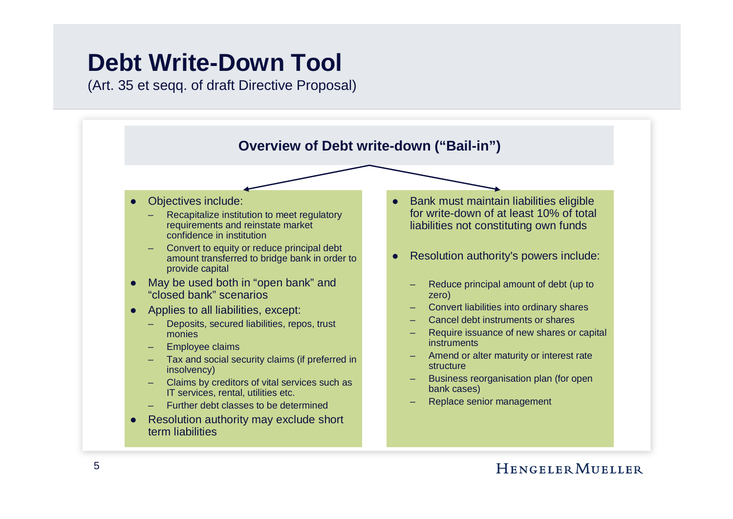# Debt Write-Down Tool

(Art. 35 et seqq. of draft Directive Proposal)

## Overview of Debt write-down ("Bail-in")

- Objectives include:
  - Recapitalize institution to meet regulatory requirements and reinstate market confidence in institution
  - Convert to equity or reduce principal debt amount transferred to bridge bank in order to provide capital
- May be used both in "open bank" and "closed bank" scenarios
- Applies to all liabilities, except:
  - Deposits, secured liabilities, repos, trust monies
  - Employee claims
  - Tax and social security claims (if preferred in insolvency)
  - Claims by creditors of vital services such as IT services, rental, utilities etc.
  - Further debt classes to be determined
- Resolution authority may exclude short term liabilities

- Bank must maintain liabilities eligible for write-down of at least 10% of total liabilities not constituting own funds
- Resolution authority's powers include:
  - Reduce principal amount of debt (up to zero)
  - Convert liabilities into ordinary shares
  - Cancel debt instruments or shares
  - Require issuance of new shares or capital instruments
  - Amend or alter maturity or interest rate structure
  - Business reorganisation plan (for open bank cases)
  - Replace senior management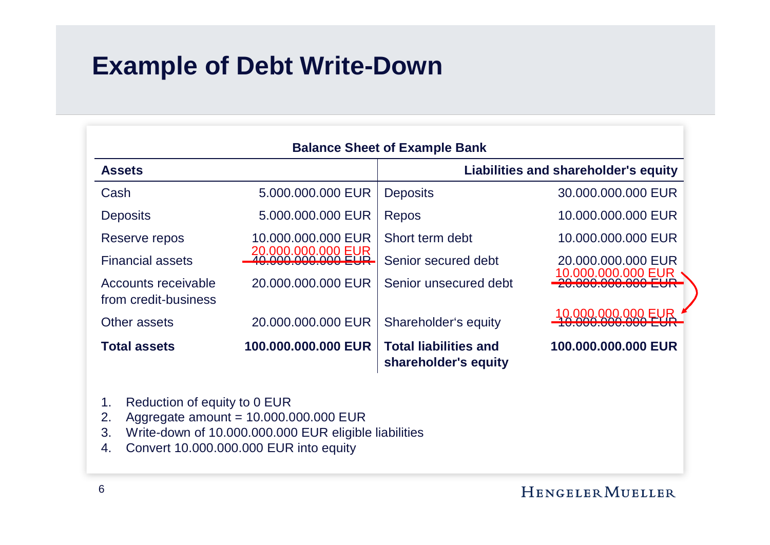# Example of Debt Write-Down

**Balance Sheet of Example Bank**

| **Assets** | | **Liabilities and shareholder's equity** | |
|---|---|---|---|
| Cash | 5.000.000.000 EUR | Deposits | 30.000.000.000 EUR |
| Deposits | 5.000.000.000 EUR | Repos | 10.000.000.000 EUR |
| Reserve repos | 10.000.000.000 EUR | Short term debt | 10.000.000.000 EUR |
| Financial assets | ~~40.000.000.000 EUR~~ 20.000.000.000 EUR | Senior secured debt | 20.000.000.000 EUR |
| Accounts receivable from credit-business | 20.000.000.000 EUR | Senior unsecured debt | ~~20.000.000.000 EUR~~ 10.000.000.000 EUR |
| Other assets | 20.000.000.000 EUR | Shareholder's equity | ~~10.000.000.000 EUR~~ 10.000.000.000 EUR |
| **Total assets** | **100.000.000.000 EUR** | **Total liabilities and shareholder's equity** | **100.000.000.000 EUR** |

1. Reduction of equity to 0 EUR
2. Aggregate amount = 10.000.000.000 EUR
3. Write-down of 10.000.000.000 EUR eligible liabilities
4. Convert 10.000.000.000 EUR into equity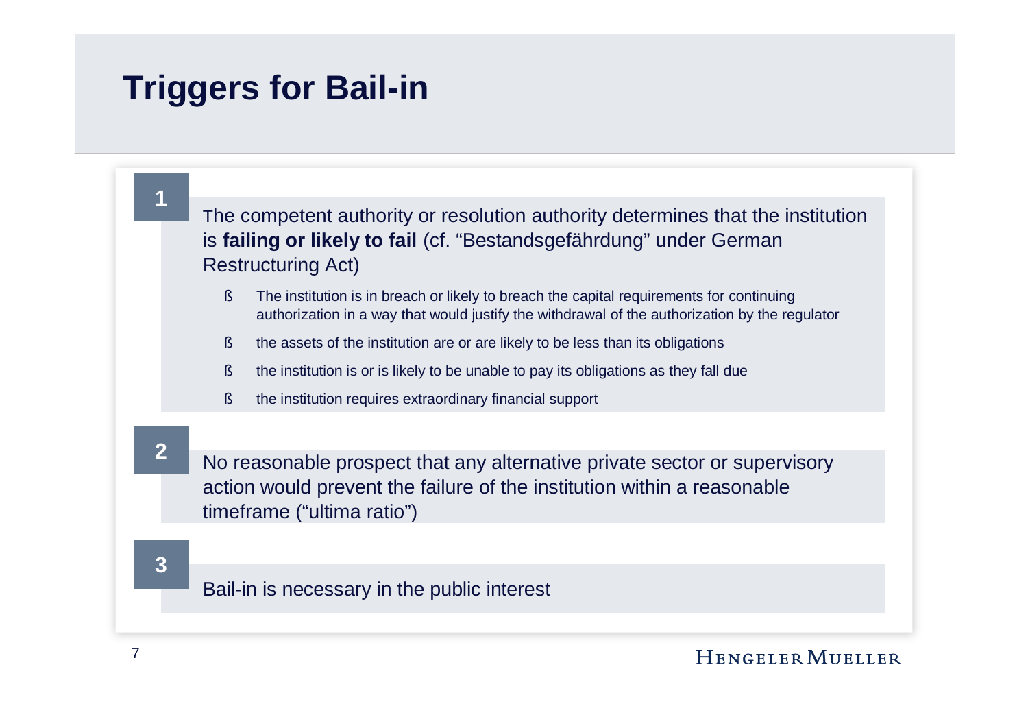# Triggers for Bail-in

**1**

The competent authority or resolution authority determines that the institution is **failing or likely to fail** (cf. "Bestandsgefährdung" under German Restructuring Act)

- The institution is in breach or likely to breach the capital requirements for continuing authorization in a way that would justify the withdrawal of the authorization by the regulator
- the assets of the institution are or are likely to be less than its obligations
- the institution is or is likely to be unable to pay its obligations as they fall due
- the institution requires extraordinary financial support

**2**

No reasonable prospect that any alternative private sector or supervisory action would prevent the failure of the institution within a reasonable timeframe ("ultima ratio")

**3**

Bail-in is necessary in the public interest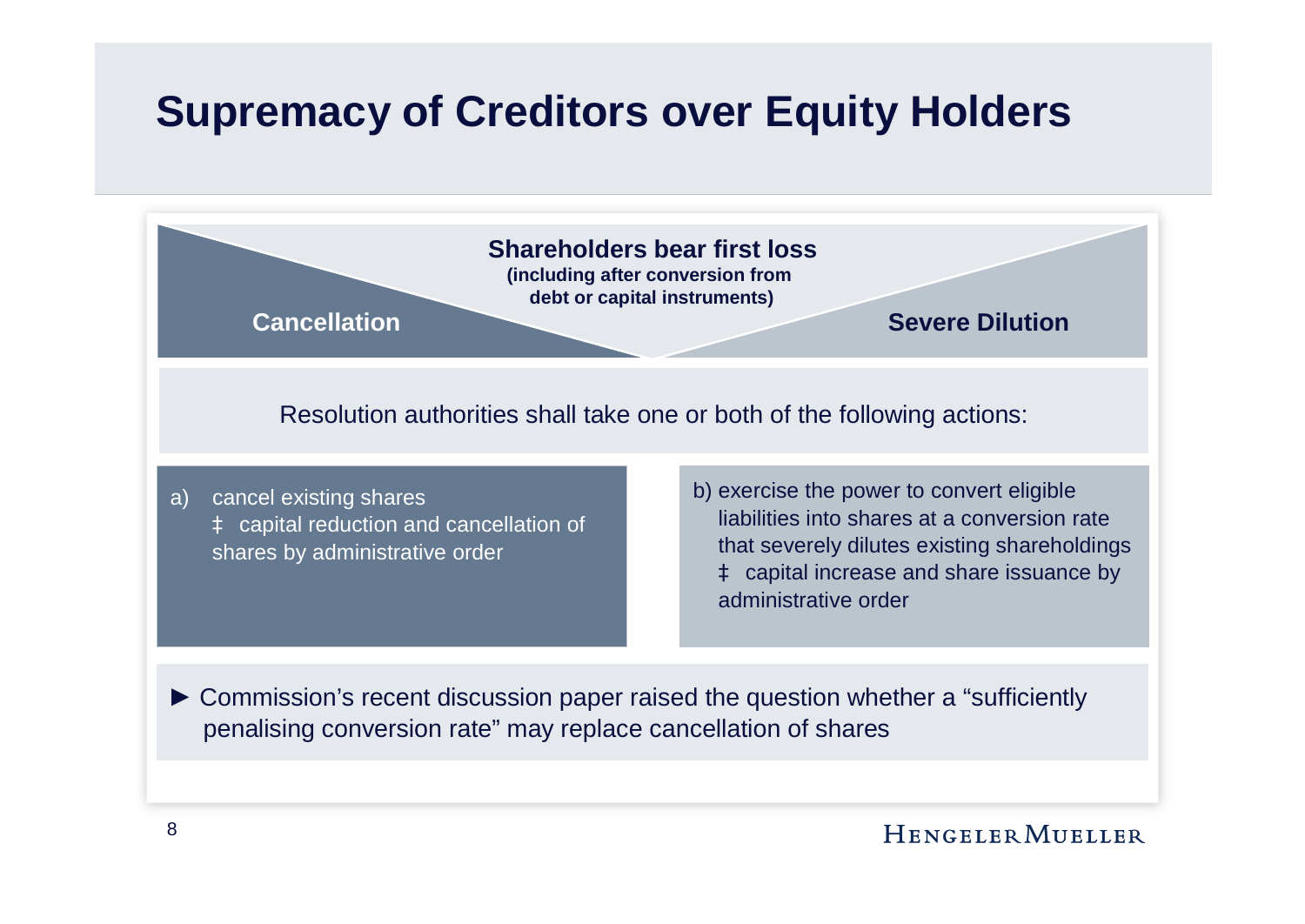# Supremacy of Creditors over Equity Holders

**Shareholders bear first loss**
**(including after conversion from debt or capital instruments)**

**Cancellation** | **Severe Dilution**

Resolution authorities shall take one or both of the following actions:

a) cancel existing shares
   ‡ capital reduction and cancellation of shares by administrative order

b) exercise the power to convert eligible liabilities into shares at a conversion rate that severely dilutes existing shareholdings
   ‡ capital increase and share issuance by administrative order

► Commission's recent discussion paper raised the question whether a "sufficiently penalising conversion rate" may replace cancellation of shares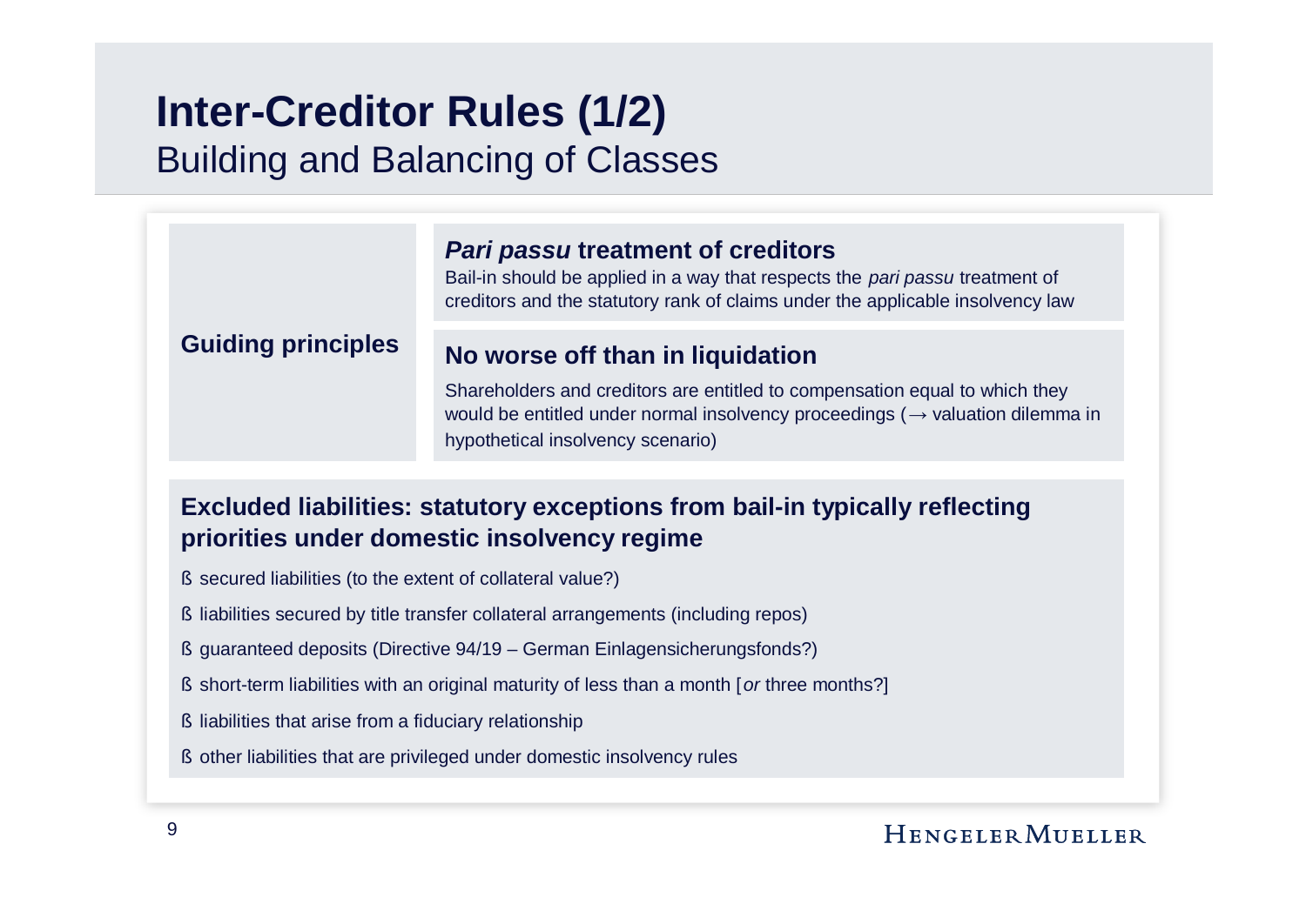# Inter-Creditor Rules (1/2)

## Building and Balancing of Classes

### Guiding principles

**_Pari passu_ treatment of creditors**

Bail-in should be applied in a way that respects the *pari passu* treatment of creditors and the statutory rank of claims under the applicable insolvency law

**No worse off than in liquidation**

Shareholders and creditors are entitled to compensation equal to which they would be entitled under normal insolvency proceedings (→ valuation dilemma in hypothetical insolvency scenario)

### Excluded liabilities: statutory exceptions from bail-in typically reflecting priorities under domestic insolvency regime

- secured liabilities (to the extent of collateral value?)
- liabilities secured by title transfer collateral arrangements (including repos)
- guaranteed deposits (Directive 94/19 – German Einlagensicherungsfonds?)
- short-term liabilities with an original maturity of less than a month [*or* three months?]
- liabilities that arise from a fiduciary relationship
- other liabilities that are privileged under domestic insolvency rules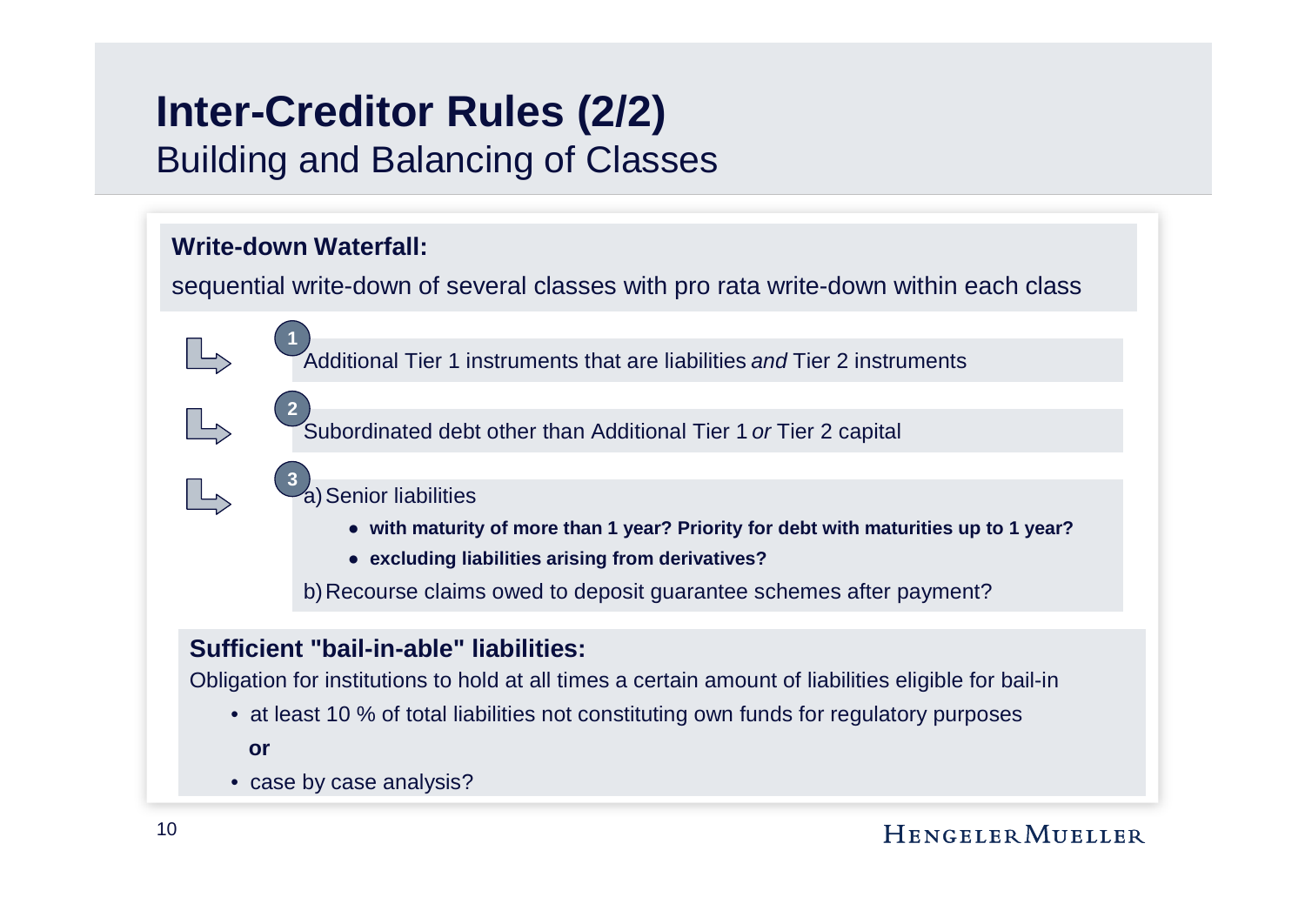# Inter-Creditor Rules (2/2)

## Building and Balancing of Classes

**Write-down Waterfall:**

sequential write-down of several classes with pro rata write-down within each class

1. Additional Tier 1 instruments that are liabilities *and* Tier 2 instruments

2. Subordinated debt other than Additional Tier 1 *or* Tier 2 capital

3. a) Senior liabilities
   - **with maturity of more than 1 year? Priority for debt with maturities up to 1 year?**
   - **excluding liabilities arising from derivatives?**

   b) Recourse claims owed to deposit guarantee schemes after payment?

**Sufficient "bail-in-able" liabilities:**

Obligation for institutions to hold at all times a certain amount of liabilities eligible for bail-in

- at least 10 % of total liabilities not constituting own funds for regulatory purposes

  **or**

- case by case analysis?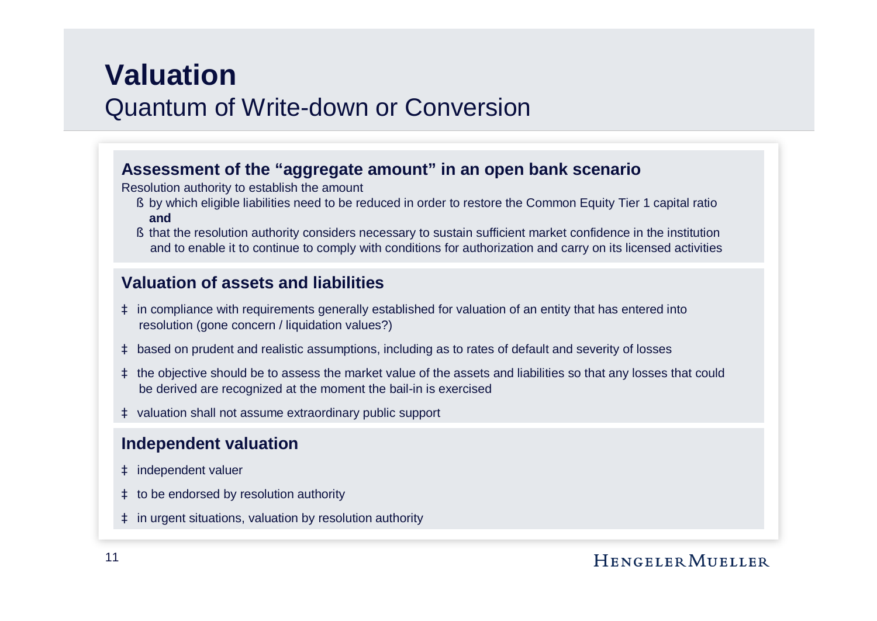# Valuation

## Quantum of Write-down or Conversion

### Assessment of the "aggregate amount" in an open bank scenario

Resolution authority to establish the amount

- by which eligible liabilities need to be reduced in order to restore the Common Equity Tier 1 capital ratio **and**
- that the resolution authority considers necessary to sustain sufficient market confidence in the institution and to enable it to continue to comply with conditions for authorization and carry on its licensed activities

### Valuation of assets and liabilities

- in compliance with requirements generally established for valuation of an entity that has entered into resolution (gone concern / liquidation values?)
- based on prudent and realistic assumptions, including as to rates of default and severity of losses
- the objective should be to assess the market value of the assets and liabilities so that any losses that could be derived are recognized at the moment the bail-in is exercised
- valuation shall not assume extraordinary public support

### Independent valuation

- independent valuer
- to be endorsed by resolution authority
- in urgent situations, valuation by resolution authority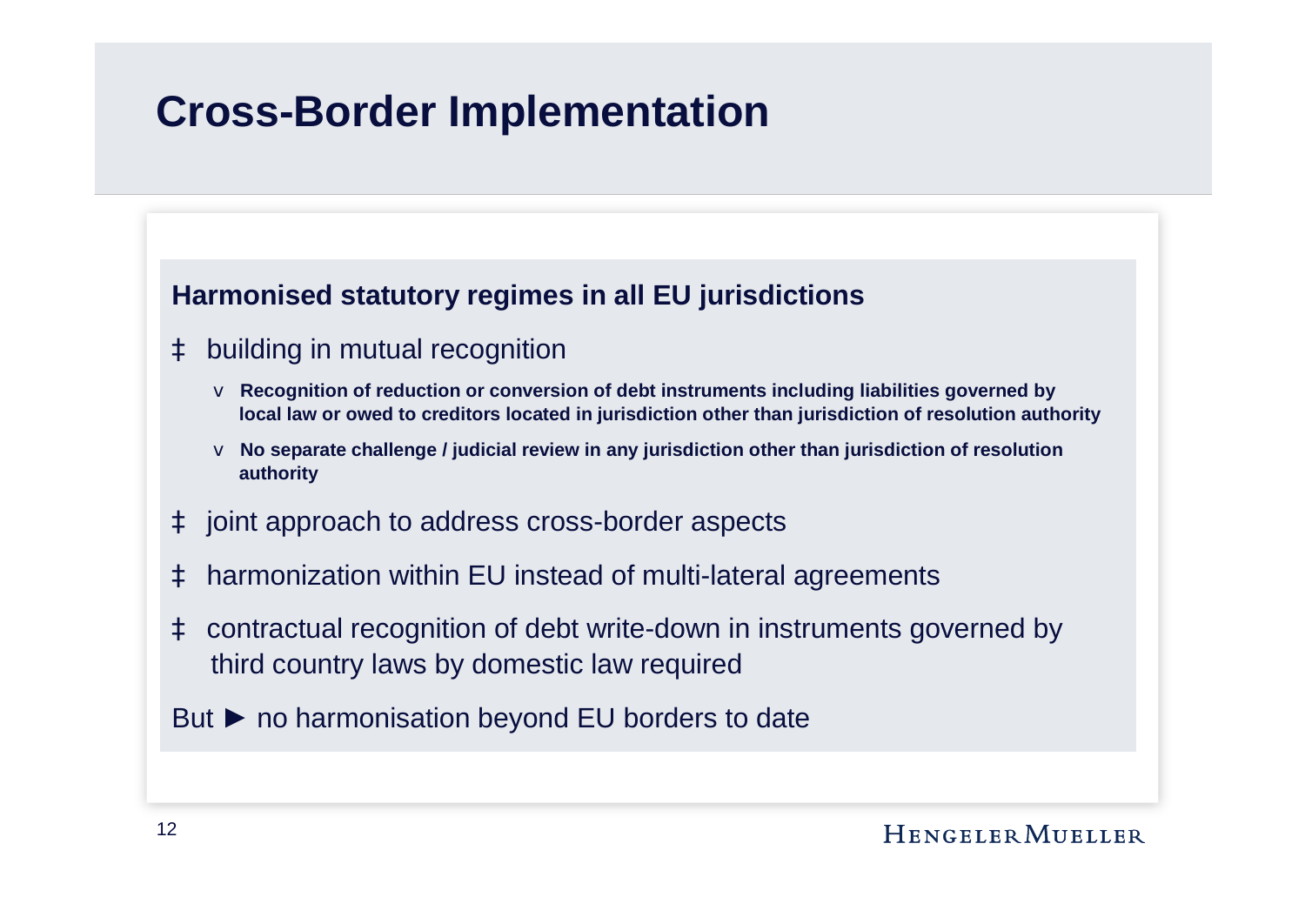# Cross-Border Implementation

**Harmonised statutory regimes in all EU jurisdictions**

- building in mutual recognition
  - **Recognition of reduction or conversion of debt instruments including liabilities governed by local law or owed to creditors located in jurisdiction other than jurisdiction of resolution authority**
  - **No separate challenge / judicial review in any jurisdiction other than jurisdiction of resolution authority**
- joint approach to address cross-border aspects
- harmonization within EU instead of multi-lateral agreements
- contractual recognition of debt write-down in instruments governed by third country laws by domestic law required

But ► no harmonisation beyond EU borders to date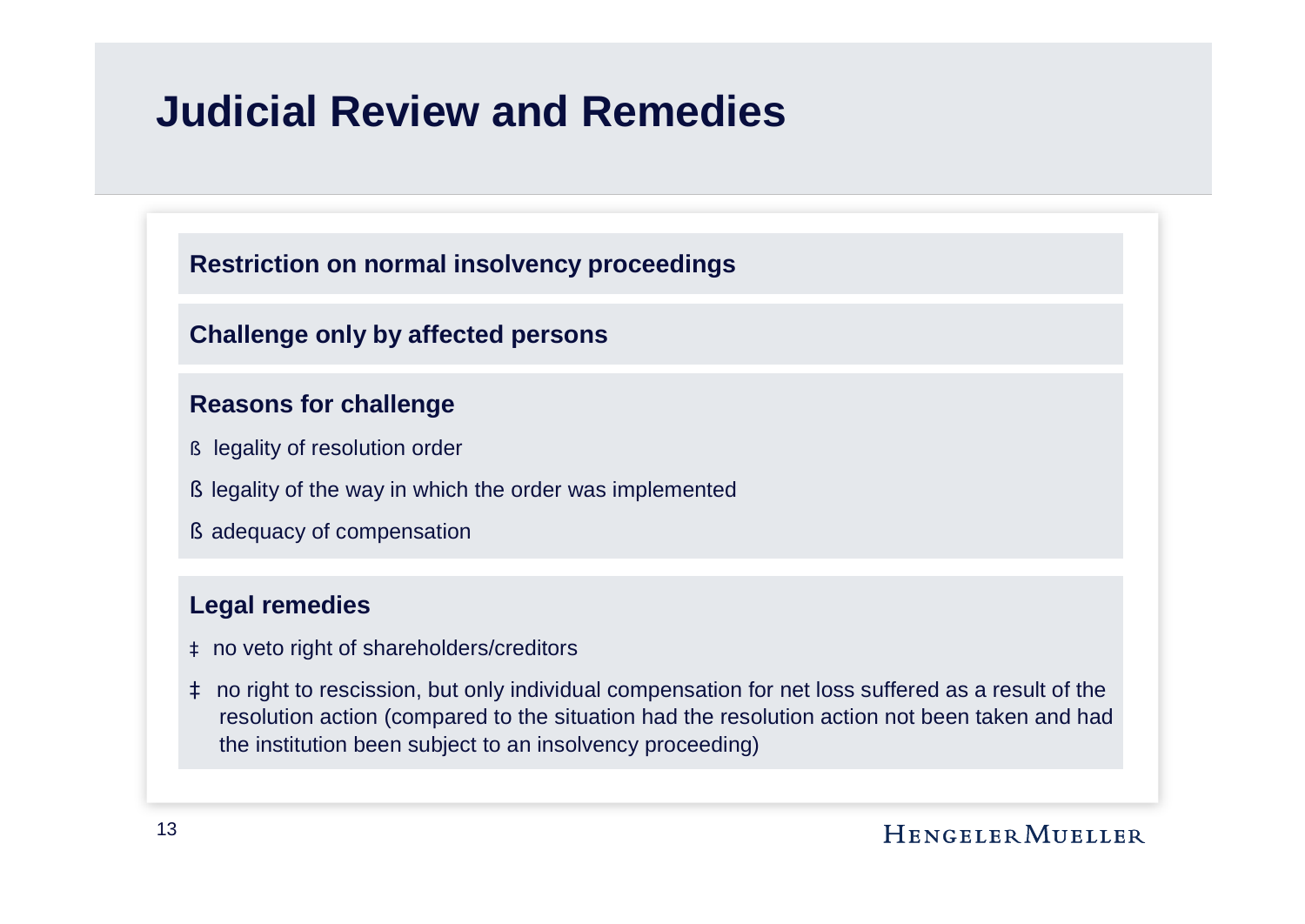# Judicial Review and Remedies

**Restriction on normal insolvency proceedings**

**Challenge only by affected persons**

**Reasons for challenge**

- legality of resolution order
- legality of the way in which the order was implemented
- adequacy of compensation

**Legal remedies**

- no veto right of shareholders/creditors
- no right to rescission, but only individual compensation for net loss suffered as a result of the resolution action (compared to the situation had the resolution action not been taken and had the institution been subject to an insolvency proceeding)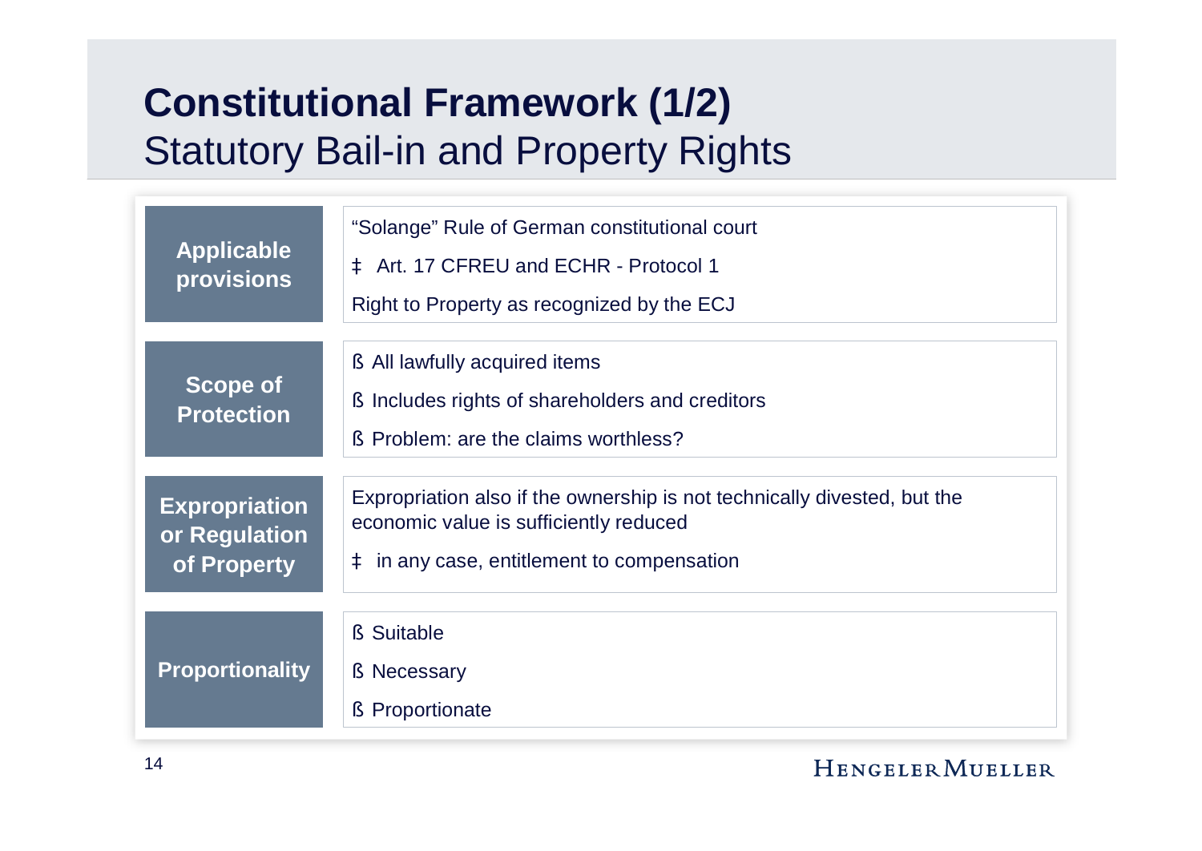# Constitutional Framework (1/2)

## Statutory Bail-in and Property Rights

| | |
|---|---|
| **Applicable provisions** | "Solange" Rule of German constitutional court<br>‡ Art. 17 CFREU and ECHR - Protocol 1<br>Right to Property as recognized by the ECJ |
| **Scope of Protection** | ß All lawfully acquired items<br>ß Includes rights of shareholders and creditors<br>ß Problem: are the claims worthless? |
| **Expropriation or Regulation of Property** | Expropriation also if the ownership is not technically divested, but the economic value is sufficiently reduced<br>‡ in any case, entitlement to compensation |
| **Proportionality** | ß Suitable<br>ß Necessary<br>ß Proportionate |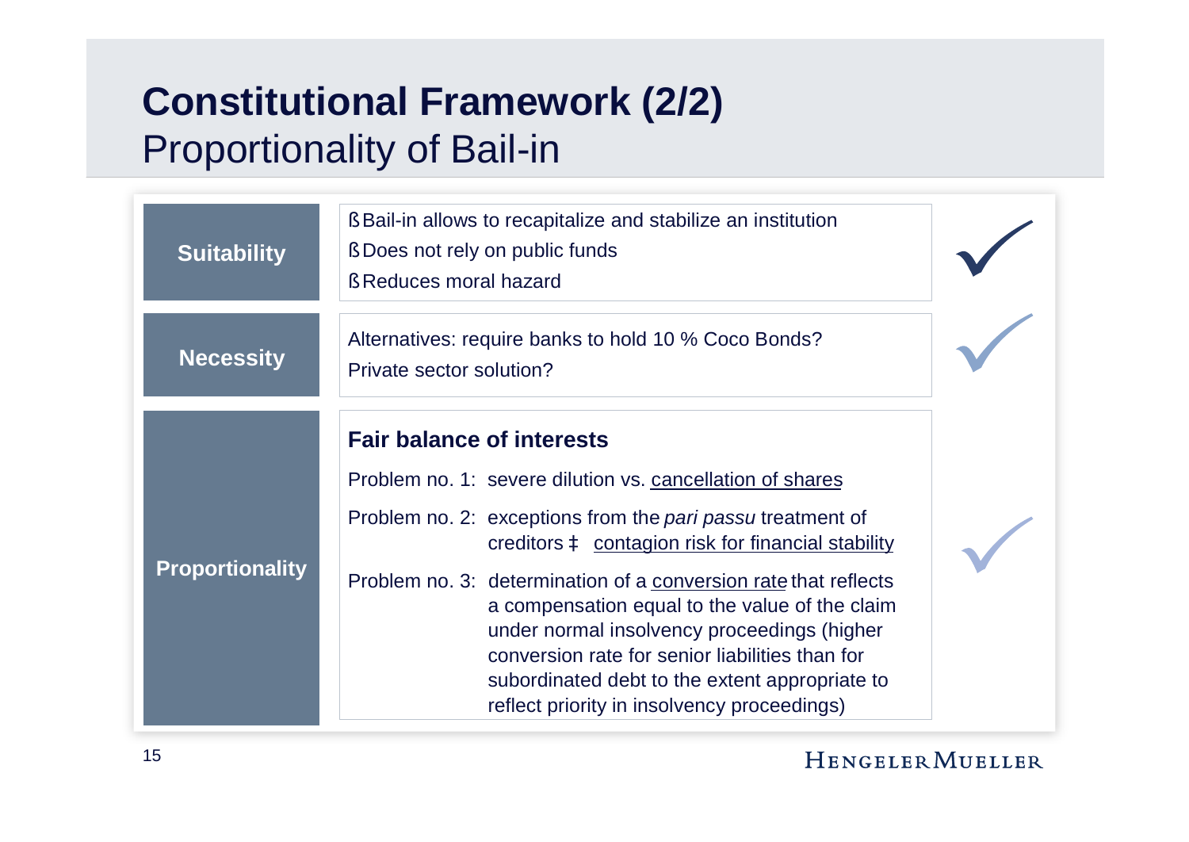# Constitutional Framework (2/2)

## Proportionality of Bail-in

| | | |
|---|---|---|
| **Suitability** | § Bail-in allows to recapitalize and stabilize an institution<br>§ Does not rely on public funds<br>§ Reduces moral hazard | ✓ |
| **Necessity** | Alternatives: require banks to hold 10 % Coco Bonds?<br>Private sector solution? | ✓ |
| **Proportionality** | **Fair balance of interests**<br>Problem no. 1: severe dilution vs. cancellation of shares<br>Problem no. 2: exceptions from the *pari passu* treatment of creditors → contagion risk for financial stability<br>Problem no. 3: determination of a conversion rate that reflects a compensation equal to the value of the claim under normal insolvency proceedings (higher conversion rate for senior liabilities than for subordinated debt to the extent appropriate to reflect priority in insolvency proceedings) | ✓ |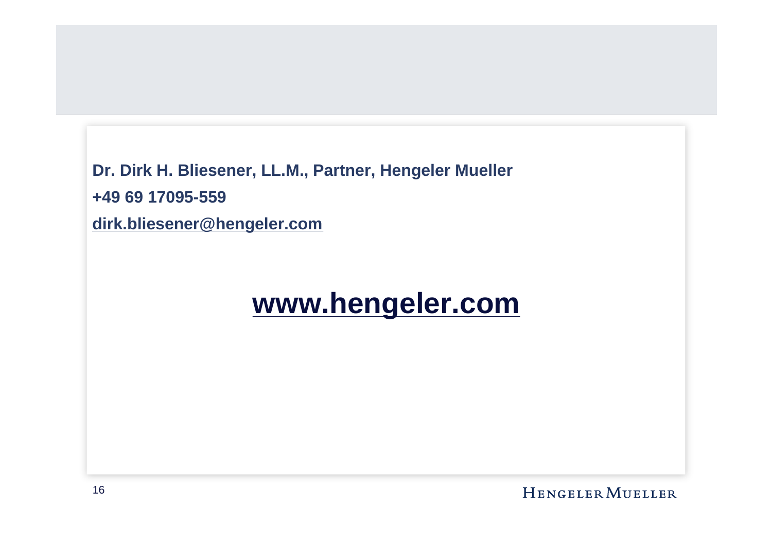**Dr. Dirk H. Bliesener, LL.M., Partner, Hengeler Mueller**

**+49 69 17095-559**

**dirk.bliesener@hengeler.com**

# www.hengeler.com